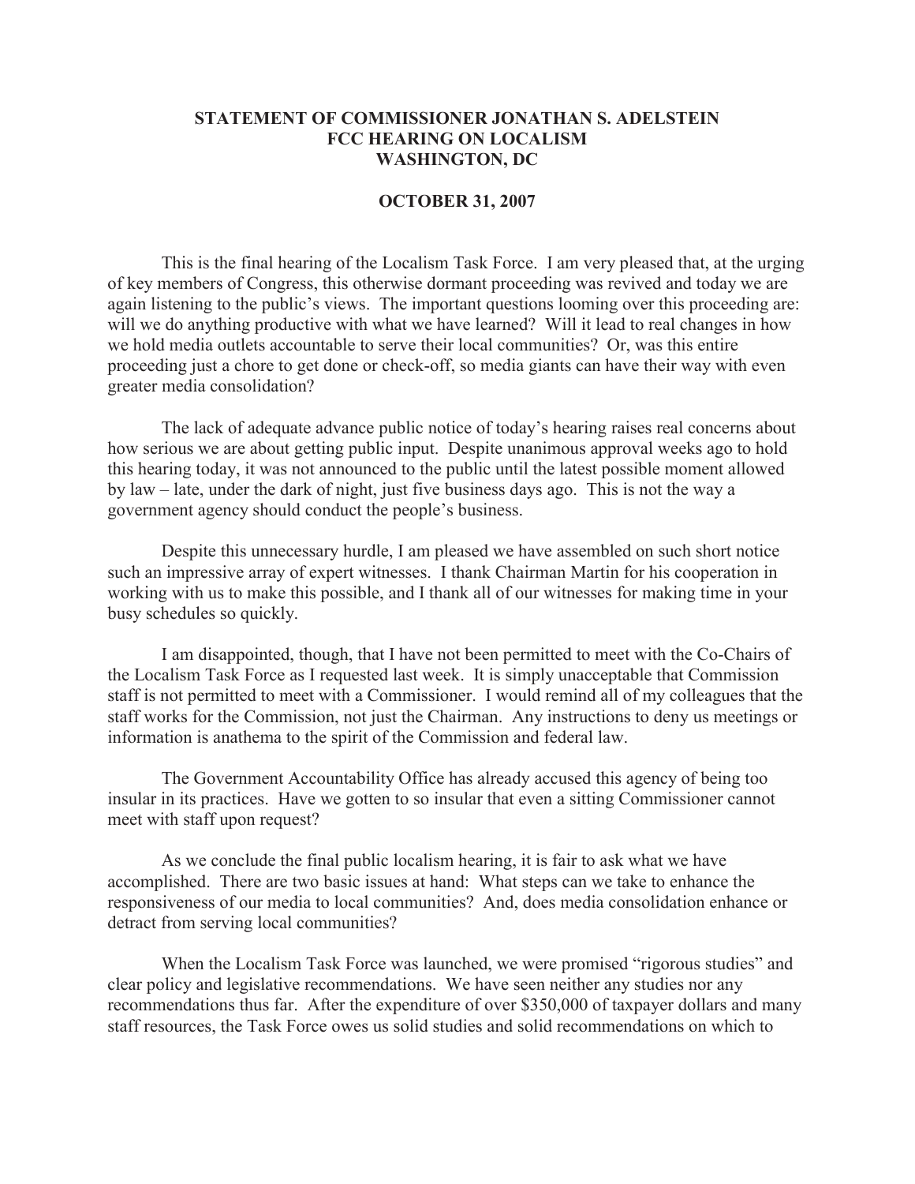# STATEMENT OF COMMISSIONER JONATHAN S. ADELSTEIN
# FCC HEARING ON LOCALISM
# WASHINGTON, DC

**OCTOBER 31, 2007**

This is the final hearing of the Localism Task Force. I am very pleased that, at the urging of key members of Congress, this otherwise dormant proceeding was revived and today we are again listening to the public's views. The important questions looming over this proceeding are: will we do anything productive with what we have learned? Will it lead to real changes in how we hold media outlets accountable to serve their local communities? Or, was this entire proceeding just a chore to get done or check-off, so media giants can have their way with even greater media consolidation?

The lack of adequate advance public notice of today's hearing raises real concerns about how serious we are about getting public input. Despite unanimous approval weeks ago to hold this hearing today, it was not announced to the public until the latest possible moment allowed by law – late, under the dark of night, just five business days ago. This is not the way a government agency should conduct the people's business.

Despite this unnecessary hurdle, I am pleased we have assembled on such short notice such an impressive array of expert witnesses. I thank Chairman Martin for his cooperation in working with us to make this possible, and I thank all of our witnesses for making time in your busy schedules so quickly.

I am disappointed, though, that I have not been permitted to meet with the Co-Chairs of the Localism Task Force as I requested last week. It is simply unacceptable that Commission staff is not permitted to meet with a Commissioner. I would remind all of my colleagues that the staff works for the Commission, not just the Chairman. Any instructions to deny us meetings or information is anathema to the spirit of the Commission and federal law.

The Government Accountability Office has already accused this agency of being too insular in its practices. Have we gotten to so insular that even a sitting Commissioner cannot meet with staff upon request?

As we conclude the final public localism hearing, it is fair to ask what we have accomplished. There are two basic issues at hand: What steps can we take to enhance the responsiveness of our media to local communities? And, does media consolidation enhance or detract from serving local communities?

When the Localism Task Force was launched, we were promised "rigorous studies" and clear policy and legislative recommendations. We have seen neither any studies nor any recommendations thus far. After the expenditure of over $350,000 of taxpayer dollars and many staff resources, the Task Force owes us solid studies and solid recommendations on which to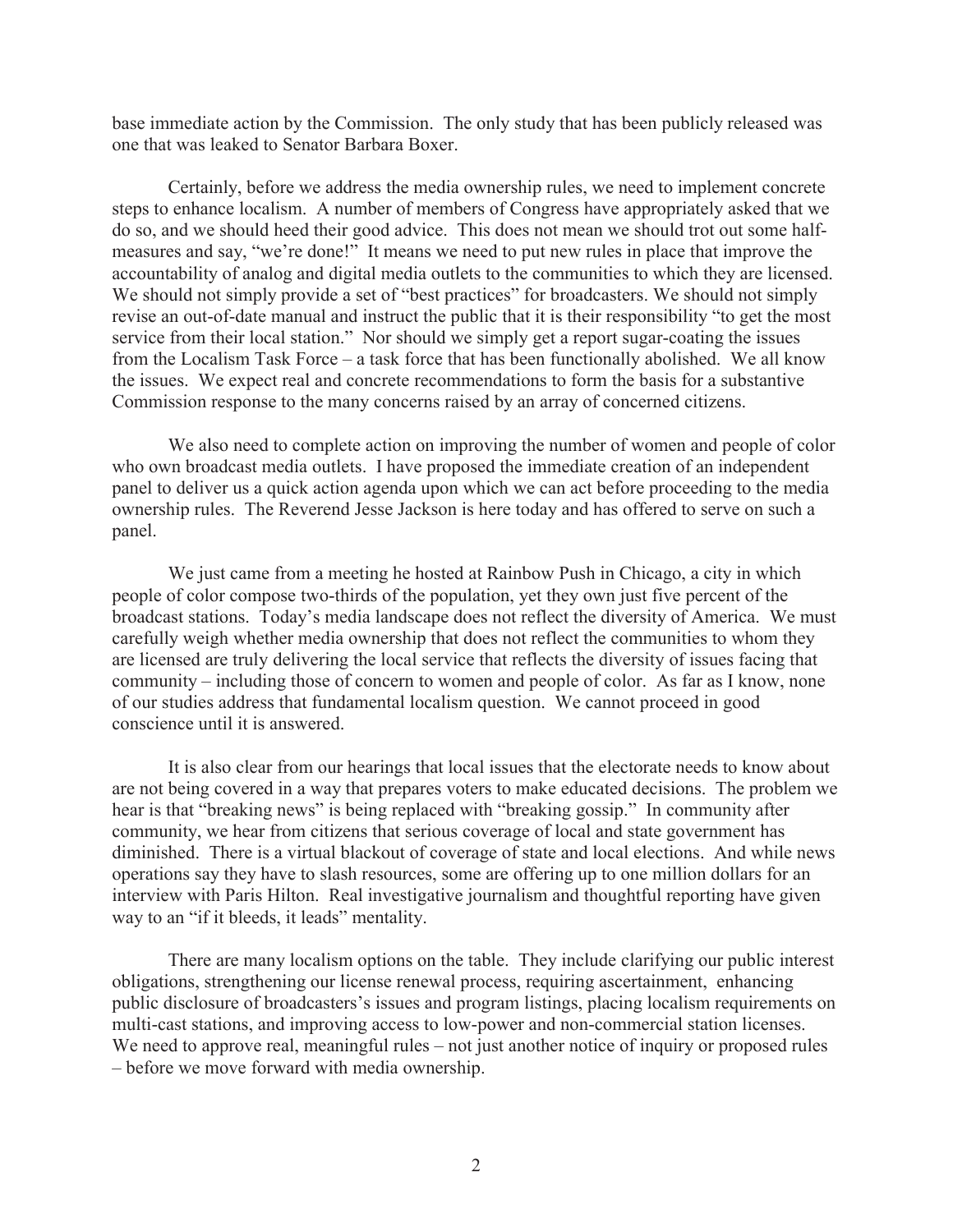base immediate action by the Commission. The only study that has been publicly released was one that was leaked to Senator Barbara Boxer.

Certainly, before we address the media ownership rules, we need to implement concrete steps to enhance localism. A number of members of Congress have appropriately asked that we do so, and we should heed their good advice. This does not mean we should trot out some half-measures and say, "we're done!" It means we need to put new rules in place that improve the accountability of analog and digital media outlets to the communities to which they are licensed. We should not simply provide a set of "best practices" for broadcasters. We should not simply revise an out-of-date manual and instruct the public that it is their responsibility "to get the most service from their local station." Nor should we simply get a report sugar-coating the issues from the Localism Task Force – a task force that has been functionally abolished. We all know the issues. We expect real and concrete recommendations to form the basis for a substantive Commission response to the many concerns raised by an array of concerned citizens.

We also need to complete action on improving the number of women and people of color who own broadcast media outlets. I have proposed the immediate creation of an independent panel to deliver us a quick action agenda upon which we can act before proceeding to the media ownership rules. The Reverend Jesse Jackson is here today and has offered to serve on such a panel.

We just came from a meeting he hosted at Rainbow Push in Chicago, a city in which people of color compose two-thirds of the population, yet they own just five percent of the broadcast stations. Today's media landscape does not reflect the diversity of America. We must carefully weigh whether media ownership that does not reflect the communities to whom they are licensed are truly delivering the local service that reflects the diversity of issues facing that community – including those of concern to women and people of color. As far as I know, none of our studies address that fundamental localism question. We cannot proceed in good conscience until it is answered.

It is also clear from our hearings that local issues that the electorate needs to know about are not being covered in a way that prepares voters to make educated decisions. The problem we hear is that "breaking news" is being replaced with "breaking gossip." In community after community, we hear from citizens that serious coverage of local and state government has diminished. There is a virtual blackout of coverage of state and local elections. And while news operations say they have to slash resources, some are offering up to one million dollars for an interview with Paris Hilton. Real investigative journalism and thoughtful reporting have given way to an "if it bleeds, it leads" mentality.

There are many localism options on the table. They include clarifying our public interest obligations, strengthening our license renewal process, requiring ascertainment, enhancing public disclosure of broadcasters's issues and program listings, placing localism requirements on multi-cast stations, and improving access to low-power and non-commercial station licenses. We need to approve real, meaningful rules – not just another notice of inquiry or proposed rules – before we move forward with media ownership.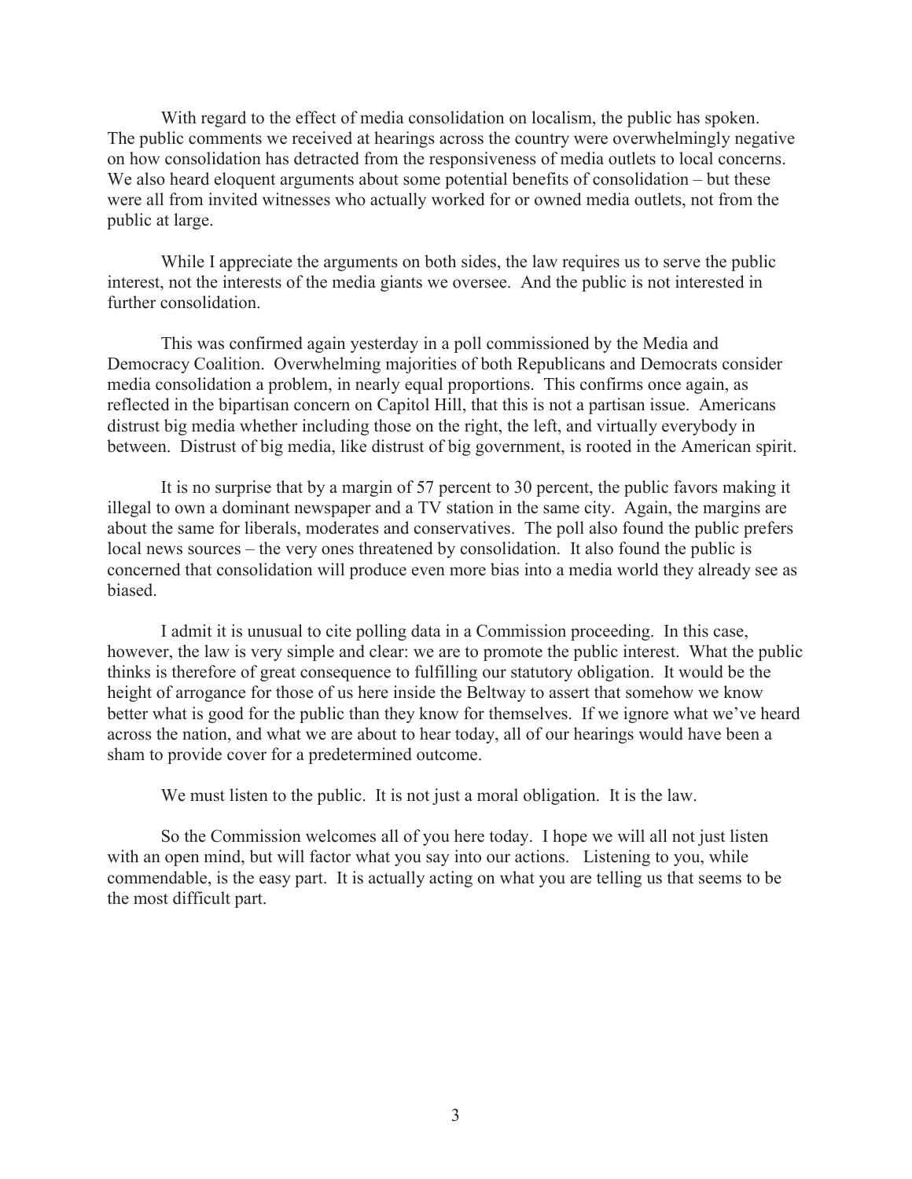With regard to the effect of media consolidation on localism, the public has spoken. The public comments we received at hearings across the country were overwhelmingly negative on how consolidation has detracted from the responsiveness of media outlets to local concerns. We also heard eloquent arguments about some potential benefits of consolidation – but these were all from invited witnesses who actually worked for or owned media outlets, not from the public at large.

While I appreciate the arguments on both sides, the law requires us to serve the public interest, not the interests of the media giants we oversee. And the public is not interested in further consolidation.

This was confirmed again yesterday in a poll commissioned by the Media and Democracy Coalition. Overwhelming majorities of both Republicans and Democrats consider media consolidation a problem, in nearly equal proportions. This confirms once again, as reflected in the bipartisan concern on Capitol Hill, that this is not a partisan issue. Americans distrust big media whether including those on the right, the left, and virtually everybody in between. Distrust of big media, like distrust of big government, is rooted in the American spirit.

It is no surprise that by a margin of 57 percent to 30 percent, the public favors making it illegal to own a dominant newspaper and a TV station in the same city. Again, the margins are about the same for liberals, moderates and conservatives. The poll also found the public prefers local news sources – the very ones threatened by consolidation. It also found the public is concerned that consolidation will produce even more bias into a media world they already see as biased.

I admit it is unusual to cite polling data in a Commission proceeding. In this case, however, the law is very simple and clear: we are to promote the public interest. What the public thinks is therefore of great consequence to fulfilling our statutory obligation. It would be the height of arrogance for those of us here inside the Beltway to assert that somehow we know better what is good for the public than they know for themselves. If we ignore what we've heard across the nation, and what we are about to hear today, all of our hearings would have been a sham to provide cover for a predetermined outcome.

We must listen to the public. It is not just a moral obligation. It is the law.

So the Commission welcomes all of you here today. I hope we will all not just listen with an open mind, but will factor what you say into our actions. Listening to you, while commendable, is the easy part. It is actually acting on what you are telling us that seems to be the most difficult part.